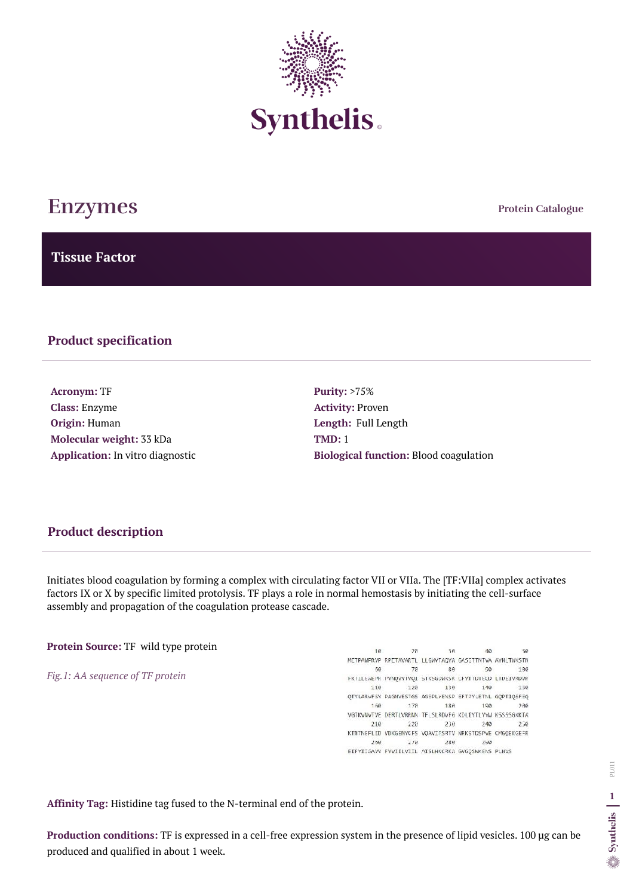# Enzymes

Protein Catalogue

## Tissue Factor

### Product specification

**Acronym:** TF
**Class:** Enzyme
**Origin:** Human
**Molecular weight:** 33 kDa
**Application:** In vitro diagnostic

**Purity:** >75%
**Activity:** Proven
**Length:** Full Length
**TMD:** 1
**Biological function:** Blood coagulation

### Product description

Initiates blood coagulation by forming a complex with circulating factor VII or VIIa. The [TF:VIIa] complex activates factors IX or X by specific limited protolysis. TF plays a role in normal hemostasis by initiating the cell-surface assembly and propagation of the coagulation protease cascade.

**Protein Source:** TF wild type protein

*Fig.1: AA sequence of TF protein*

```
        10         20         30         40         50
METPAWPRVP RPETAVARTL LLGWVFAQVA GASGTTNTVA AYNLTWKSTN
        60         70         80         90        100
FKTILEWEPK PVNQVYTVQI STKSGDWKSK CFYTTDTECD LTDEIVKDVK
       110        120        130        140        150
QTYLARVFSY PAGNVESTGS AGEPLYENSP EFTPYLETNL GQPTIQSFEQ
       160        170        180        190        200
VGTKVNVTVE DERTLVRRNN TFLSLRDVFG KDLIYTLYYW KSSSSGKKTA
       210        220        230        240        250
KTNTNEFLID VDKGENYCFS VQAVIPSRTV NRKSTDSPVE CMGQEKGEFR
       260        270        280        290
EIFYIIGAVV FVVIILVIIL AISLHKCRKA GVGQSWKENS PLNVS
```

**Affinity Tag:** Histidine tag fused to the N-terminal end of the protein.

**Production conditions:** TF is expressed in a cell-free expression system in the presence of lipid vesicles. 100 µg can be produced and qualified in about 1 week.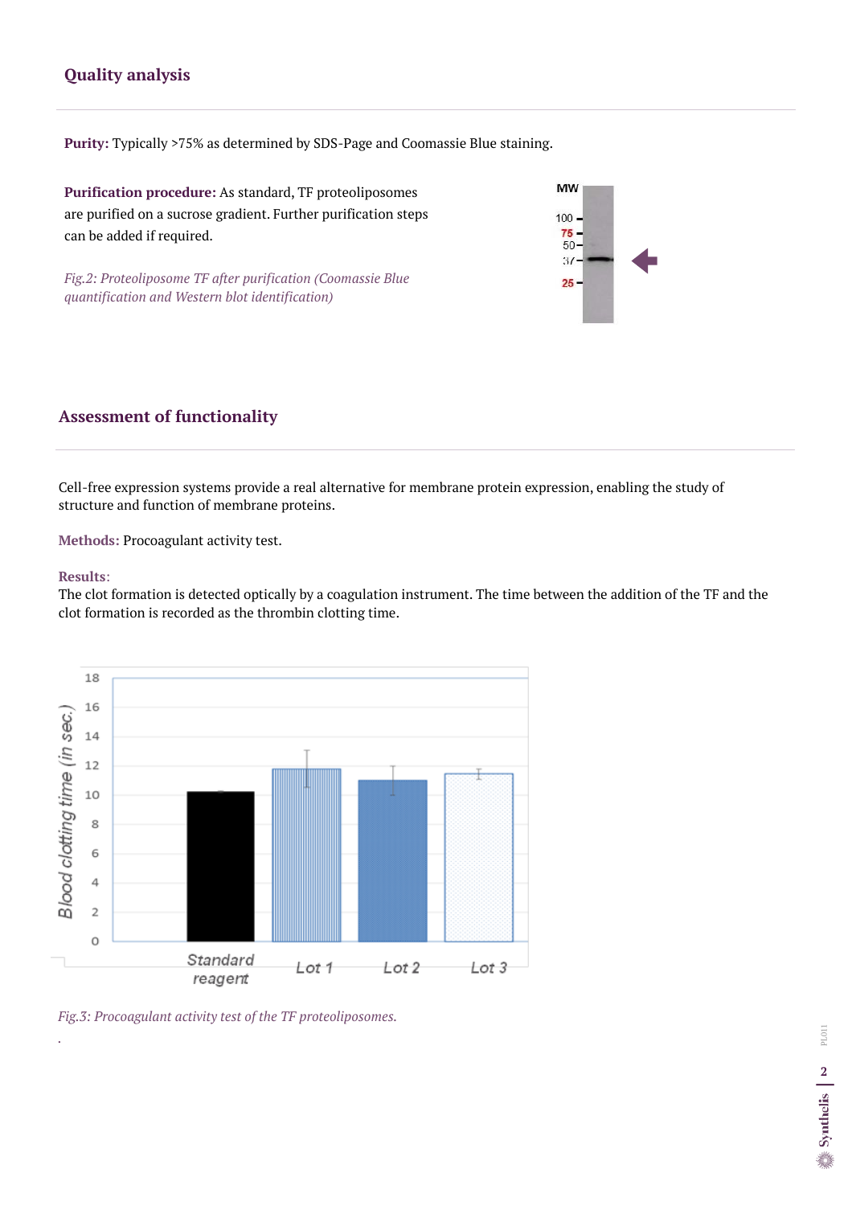## Quality analysis

**Purity:** Typically >75% as determined by SDS-Page and Coomassie Blue staining.

**Purification procedure:** As standard, TF proteoliposomes are purified on a sucrose gradient. Further purification steps can be added if required.

*Fig.2: Proteoliposome TF after purification (Coomassie Blue quantification and Western blot identification)*

## Assessment of functionality

Cell-free expression systems provide a real alternative for membrane protein expression, enabling the study of structure and function of membrane proteins.

**Methods:** Procoagulant activity test.

**Results**:
The clot formation is detected optically by a coagulation instrument. The time between the addition of the TF and the clot formation is recorded as the thrombin clotting time.

*Fig.3: Procoagulant activity test of the TF proteoliposomes.*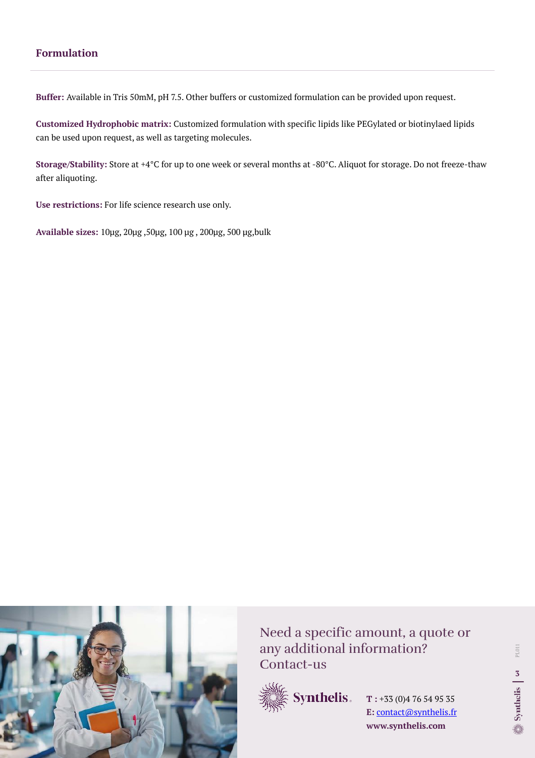## Formulation

**Buffer:** Available in Tris 50mM, pH 7.5. Other buffers or customized formulation can be provided upon request.

**Customized Hydrophobic matrix:** Customized formulation with specific lipids like PEGylated or biotinylaed lipids can be used upon request, as well as targeting molecules.

**Storage/Stability:** Store at +4°C for up to one week or several months at -80°C. Aliquot for storage. Do not freeze-thaw after aliquoting.

**Use restrictions:** For life science research use only.

**Available sizes:** 10µg, 20µg ,50µg, 100 µg , 200µg, 500 µg,bulk

Need a specific amount, a quote or any additional information? Contact-us

Synthelis

**T :** +33 (0)4 76 54 95 35
**E:** contact@synthelis.fr
**www.synthelis.com**